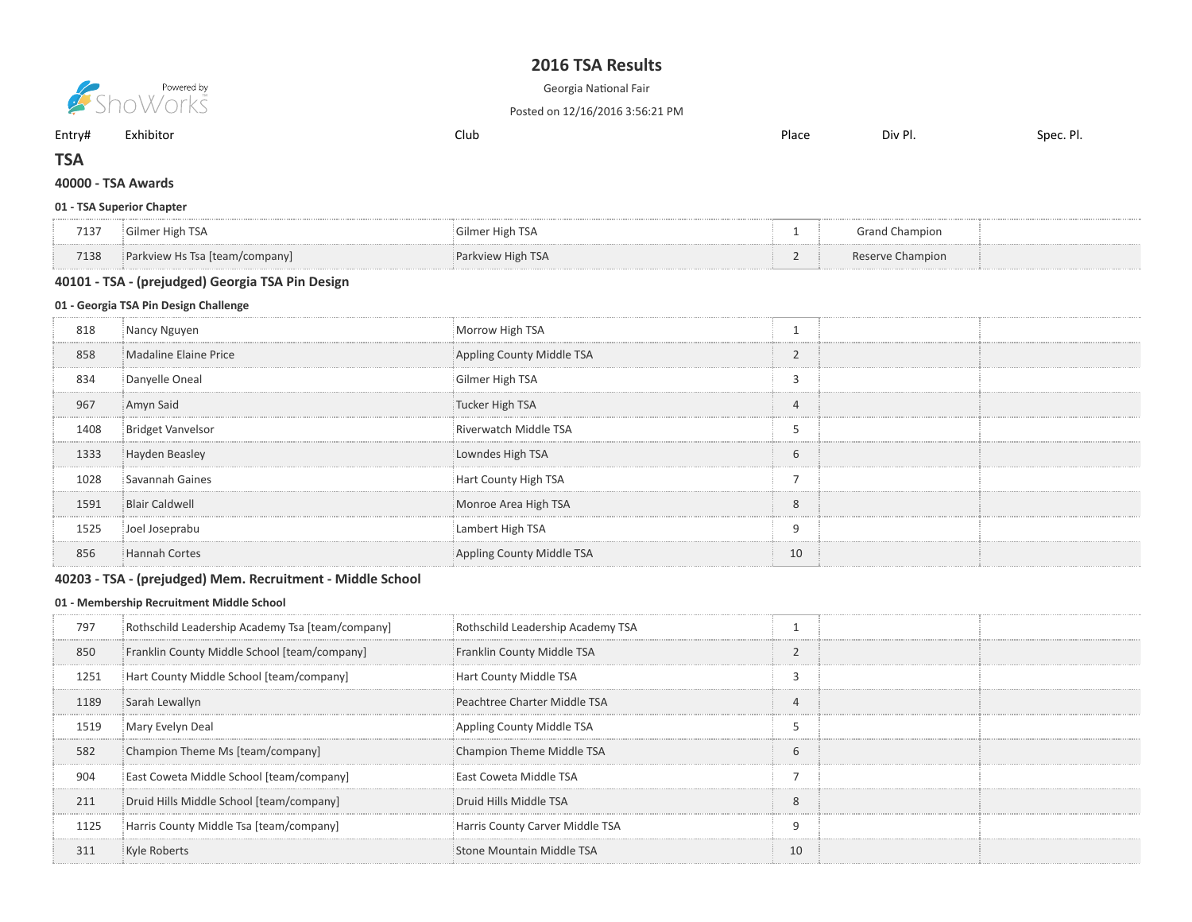# 2016 TSA Results

Georgia National Fair

Posted on 12/16/2016 3:56:21 PM

## TSA

### 40000 - TSA Awards

#### 01 - TSA Superior Chapter

| Entry# | Exhibitor | Club | Place | Div Pl. | Spec. Pl. |
|---|---|---|---|---|---|
| 7137 | Gilmer High TSA | Gilmer High TSA | 1 | Grand Champion | |
| 7138 | Parkview Hs Tsa [team/company] | Parkview High TSA | 2 | Reserve Champion | |

### 40101 - TSA - (prejudged) Georgia TSA Pin Design

#### 01 - Georgia TSA Pin Design Challenge

| Entry# | Exhibitor | Club | Place | Div Pl. | Spec. Pl. |
|---|---|---|---|---|---|
| 818 | Nancy Nguyen | Morrow High TSA | 1 | | |
| 858 | Madaline Elaine Price | Appling County Middle TSA | 2 | | |
| 834 | Danyelle Oneal | Gilmer High TSA | 3 | | |
| 967 | Amyn Said | Tucker High TSA | 4 | | |
| 1408 | Bridget Vanvelsor | Riverwatch Middle TSA | 5 | | |
| 1333 | Hayden Beasley | Lowndes High TSA | 6 | | |
| 1028 | Savannah Gaines | Hart County High TSA | 7 | | |
| 1591 | Blair Caldwell | Monroe Area High TSA | 8 | | |
| 1525 | Joel Joseprabu | Lambert High TSA | 9 | | |
| 856 | Hannah Cortes | Appling County Middle TSA | 10 | | |

### 40203 - TSA - (prejudged) Mem. Recruitment - Middle School

#### 01 - Membership Recruitment Middle School

| Entry# | Exhibitor | Club | Place | Div Pl. | Spec. Pl. |
|---|---|---|---|---|---|
| 797 | Rothschild Leadership Academy Tsa [team/company] | Rothschild Leadership Academy TSA | 1 | | |
| 850 | Franklin County Middle School [team/company] | Franklin County Middle TSA | 2 | | |
| 1251 | Hart County Middle School [team/company] | Hart County Middle TSA | 3 | | |
| 1189 | Sarah Lewallyn | Peachtree Charter Middle TSA | 4 | | |
| 1519 | Mary Evelyn Deal | Appling County Middle TSA | 5 | | |
| 582 | Champion Theme Ms [team/company] | Champion Theme Middle TSA | 6 | | |
| 904 | East Coweta Middle School [team/company] | East Coweta Middle TSA | 7 | | |
| 211 | Druid Hills Middle School [team/company] | Druid Hills Middle TSA | 8 | | |
| 1125 | Harris County Middle Tsa [team/company] | Harris County Carver Middle TSA | 9 | | |
| 311 | Kyle Roberts | Stone Mountain Middle TSA | 10 | | |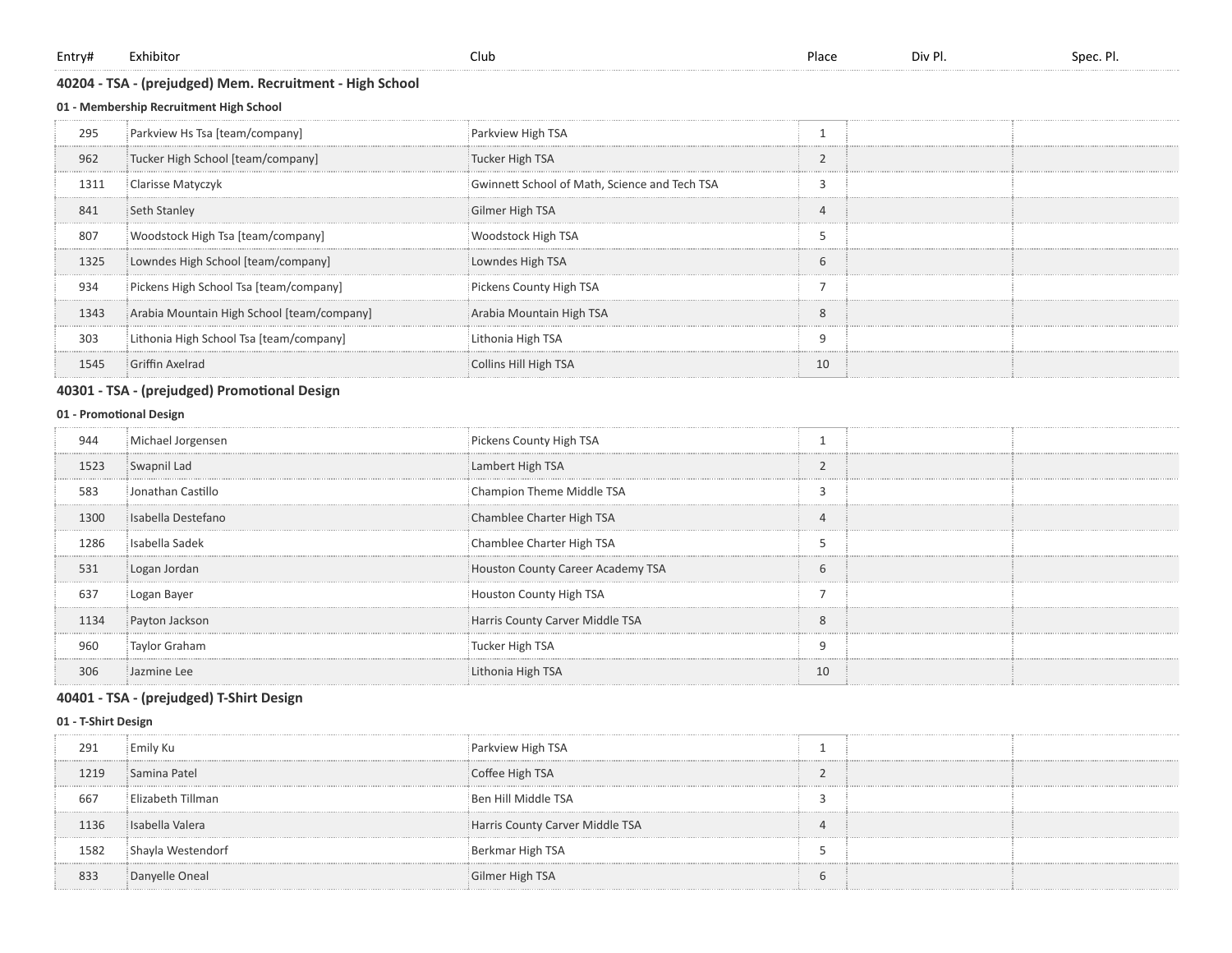| Entry# | Exhibitor | Club | Place | Div Pl. | Spec. Pl. |
|---|---|---|---|---|---|

### 40204 - TSA - (prejudged) Mem. Recruitment - High School

#### 01 - Membership Recruitment High School

| Entry# | Exhibitor | Club | Place | Div Pl. | Spec. Pl. |
|---|---|---|---|---|---|
| 295 | Parkview Hs Tsa [team/company] | Parkview High TSA | 1 | | |
| 962 | Tucker High School [team/company] | Tucker High TSA | 2 | | |
| 1311 | Clarisse Matyczyk | Gwinnett School of Math, Science and Tech TSA | 3 | | |
| 841 | Seth Stanley | Gilmer High TSA | 4 | | |
| 807 | Woodstock High Tsa [team/company] | Woodstock High TSA | 5 | | |
| 1325 | Lowndes High School [team/company] | Lowndes High TSA | 6 | | |
| 934 | Pickens High School Tsa [team/company] | Pickens County High TSA | 7 | | |
| 1343 | Arabia Mountain High School [team/company] | Arabia Mountain High TSA | 8 | | |
| 303 | Lithonia High School Tsa [team/company] | Lithonia High TSA | 9 | | |
| 1545 | Griffin Axelrad | Collins Hill High TSA | 10 | | |

### 40301 - TSA - (prejudged) Promotional Design

#### 01 - Promotional Design

| Entry# | Exhibitor | Club | Place | Div Pl. | Spec. Pl. |
|---|---|---|---|---|---|
| 944 | Michael Jorgensen | Pickens County High TSA | 1 | | |
| 1523 | Swapnil Lad | Lambert High TSA | 2 | | |
| 583 | Jonathan Castillo | Champion Theme Middle TSA | 3 | | |
| 1300 | Isabella Destefano | Chamblee Charter High TSA | 4 | | |
| 1286 | Isabella Sadek | Chamblee Charter High TSA | 5 | | |
| 531 | Logan Jordan | Houston County Career Academy TSA | 6 | | |
| 637 | Logan Bayer | Houston County High TSA | 7 | | |
| 1134 | Payton Jackson | Harris County Carver Middle TSA | 8 | | |
| 960 | Taylor Graham | Tucker High TSA | 9 | | |
| 306 | Jazmine Lee | Lithonia High TSA | 10 | | |

### 40401 - TSA - (prejudged) T-Shirt Design

#### 01 - T-Shirt Design

| Entry# | Exhibitor | Club | Place | Div Pl. | Spec. Pl. |
|---|---|---|---|---|---|
| 291 | Emily Ku | Parkview High TSA | 1 | | |
| 1219 | Samina Patel | Coffee High TSA | 2 | | |
| 667 | Elizabeth Tillman | Ben Hill Middle TSA | 3 | | |
| 1136 | Isabella Valera | Harris County Carver Middle TSA | 4 | | |
| 1582 | Shayla Westendorf | Berkmar High TSA | 5 | | |
| 833 | Danyelle Oneal | Gilmer High TSA | 6 | | |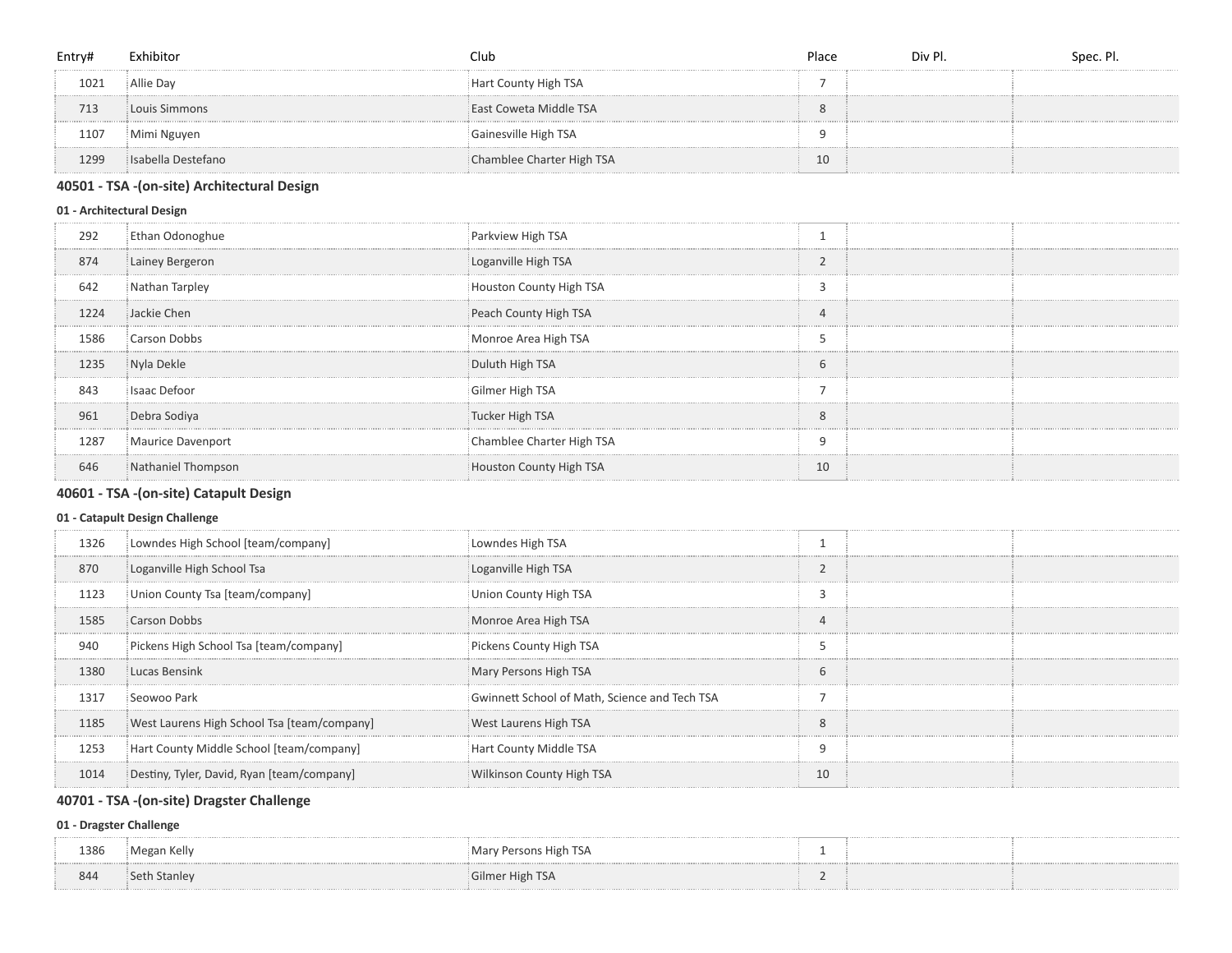| Entry# | Exhibitor | Club | Place | Div Pl. | Spec. Pl. |
|---|---|---|---|---|---|
| 1021 | Allie Day | Hart County High TSA | 7 | | |
| 713 | Louis Simmons | East Coweta Middle TSA | 8 | | |
| 1107 | Mimi Nguyen | Gainesville High TSA | 9 | | |
| 1299 | Isabella Destefano | Chamblee Charter High TSA | 10 | | |

### 40501 - TSA -(on-site) Architectural Design

#### 01 - Architectural Design

| Entry# | Exhibitor | Club | Place | Div Pl. | Spec. Pl. |
|---|---|---|---|---|---|
| 292 | Ethan Odonoghue | Parkview High TSA | 1 | | |
| 874 | Lainey Bergeron | Loganville High TSA | 2 | | |
| 642 | Nathan Tarpley | Houston County High TSA | 3 | | |
| 1224 | Jackie Chen | Peach County High TSA | 4 | | |
| 1586 | Carson Dobbs | Monroe Area High TSA | 5 | | |
| 1235 | Nyla Dekle | Duluth High TSA | 6 | | |
| 843 | Isaac Defoor | Gilmer High TSA | 7 | | |
| 961 | Debra Sodiya | Tucker High TSA | 8 | | |
| 1287 | Maurice Davenport | Chamblee Charter High TSA | 9 | | |
| 646 | Nathaniel Thompson | Houston County High TSA | 10 | | |

### 40601 - TSA -(on-site) Catapult Design

#### 01 - Catapult Design Challenge

| Entry# | Exhibitor | Club | Place | Div Pl. | Spec. Pl. |
|---|---|---|---|---|---|
| 1326 | Lowndes High School [team/company] | Lowndes High TSA | 1 | | |
| 870 | Loganville High School Tsa | Loganville High TSA | 2 | | |
| 1123 | Union County Tsa [team/company] | Union County High TSA | 3 | | |
| 1585 | Carson Dobbs | Monroe Area High TSA | 4 | | |
| 940 | Pickens High School Tsa [team/company] | Pickens County High TSA | 5 | | |
| 1380 | Lucas Bensink | Mary Persons High TSA | 6 | | |
| 1317 | Seowoo Park | Gwinnett School of Math, Science and Tech TSA | 7 | | |
| 1185 | West Laurens High School Tsa [team/company] | West Laurens High TSA | 8 | | |
| 1253 | Hart County Middle School [team/company] | Hart County Middle TSA | 9 | | |
| 1014 | Destiny, Tyler, David, Ryan [team/company] | Wilkinson County High TSA | 10 | | |

### 40701 - TSA -(on-site) Dragster Challenge

#### 01 - Dragster Challenge

| Entry# | Exhibitor | Club | Place | Div Pl. | Spec. Pl. |
|---|---|---|---|---|---|
| 1386 | Megan Kelly | Mary Persons High TSA | 1 | | |
| 844 | Seth Stanley | Gilmer High TSA | 2 | | |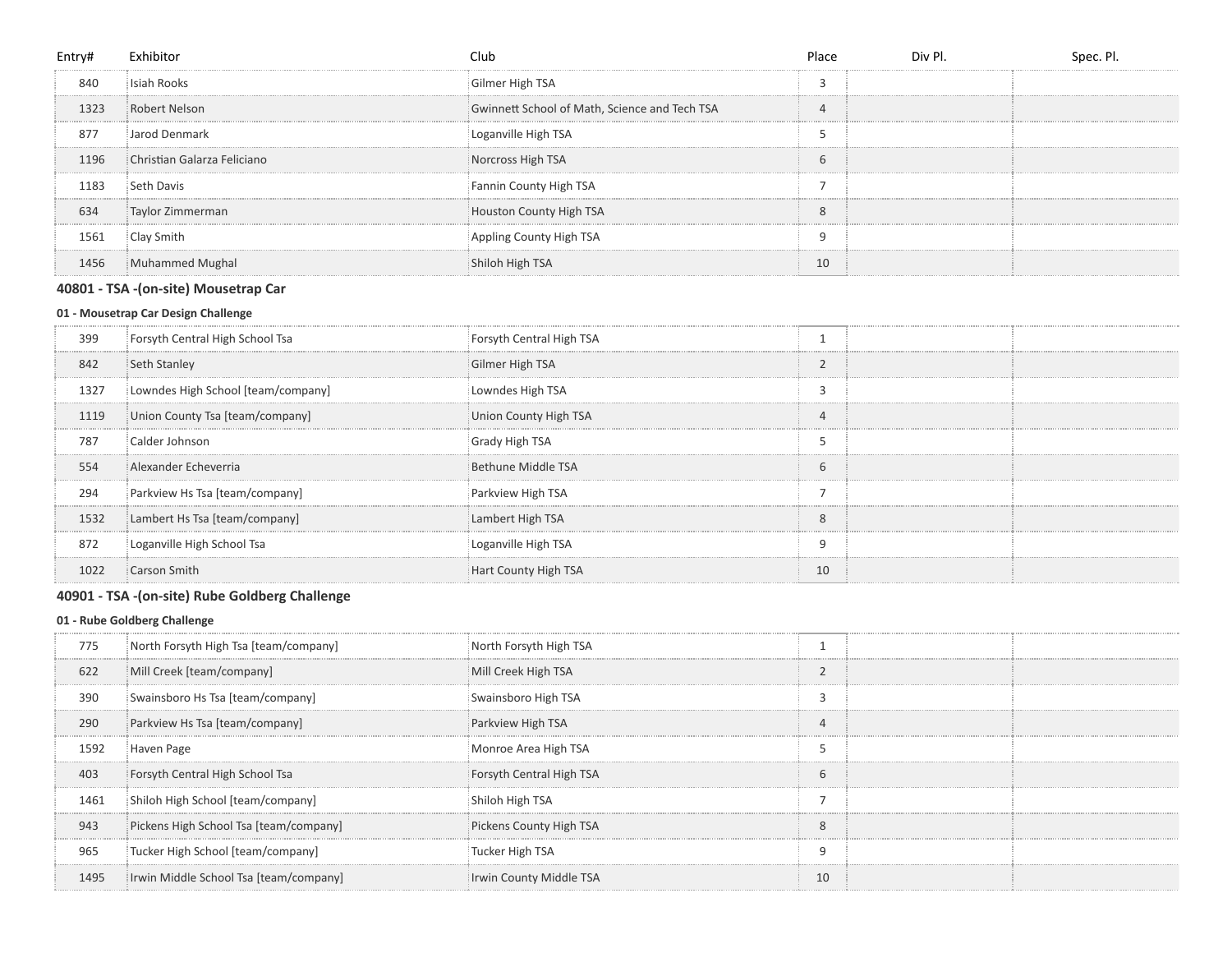| Entry# | Exhibitor | Club | Place | Div Pl. | Spec. Pl. |
|---|---|---|---|---|---|
| 840 | Isiah Rooks | Gilmer High TSA | 3 | | |
| 1323 | Robert Nelson | Gwinnett School of Math, Science and Tech TSA | 4 | | |
| 877 | Jarod Denmark | Loganville High TSA | 5 | | |
| 1196 | Christian Galarza Feliciano | Norcross High TSA | 6 | | |
| 1183 | Seth Davis | Fannin County High TSA | 7 | | |
| 634 | Taylor Zimmerman | Houston County High TSA | 8 | | |
| 1561 | Clay Smith | Appling County High TSA | 9 | | |
| 1456 | Muhammed Mughal | Shiloh High TSA | 10 | | |

## 40801 - TSA -(on-site) Mousetrap Car

### 01 - Mousetrap Car Design Challenge

| Entry# | Exhibitor | Club | Place | Div Pl. | Spec. Pl. |
|---|---|---|---|---|---|
| 399 | Forsyth Central High School Tsa | Forsyth Central High TSA | 1 | | |
| 842 | Seth Stanley | Gilmer High TSA | 2 | | |
| 1327 | Lowndes High School [team/company] | Lowndes High TSA | 3 | | |
| 1119 | Union County Tsa [team/company] | Union County High TSA | 4 | | |
| 787 | Calder Johnson | Grady High TSA | 5 | | |
| 554 | Alexander Echeverria | Bethune Middle TSA | 6 | | |
| 294 | Parkview Hs Tsa [team/company] | Parkview High TSA | 7 | | |
| 1532 | Lambert Hs Tsa [team/company] | Lambert High TSA | 8 | | |
| 872 | Loganville High School Tsa | Loganville High TSA | 9 | | |
| 1022 | Carson Smith | Hart County High TSA | 10 | | |

## 40901 - TSA -(on-site) Rube Goldberg Challenge

### 01 - Rube Goldberg Challenge

| Entry# | Exhibitor | Club | Place | Div Pl. | Spec. Pl. |
|---|---|---|---|---|---|
| 775 | North Forsyth High Tsa [team/company] | North Forsyth High TSA | 1 | | |
| 622 | Mill Creek [team/company] | Mill Creek High TSA | 2 | | |
| 390 | Swainsboro Hs Tsa [team/company] | Swainsboro High TSA | 3 | | |
| 290 | Parkview Hs Tsa [team/company] | Parkview High TSA | 4 | | |
| 1592 | Haven Page | Monroe Area High TSA | 5 | | |
| 403 | Forsyth Central High School Tsa | Forsyth Central High TSA | 6 | | |
| 1461 | Shiloh High School [team/company] | Shiloh High TSA | 7 | | |
| 943 | Pickens High School Tsa [team/company] | Pickens County High TSA | 8 | | |
| 965 | Tucker High School [team/company] | Tucker High TSA | 9 | | |
| 1495 | Irwin Middle School Tsa [team/company] | Irwin County Middle TSA | 10 | | |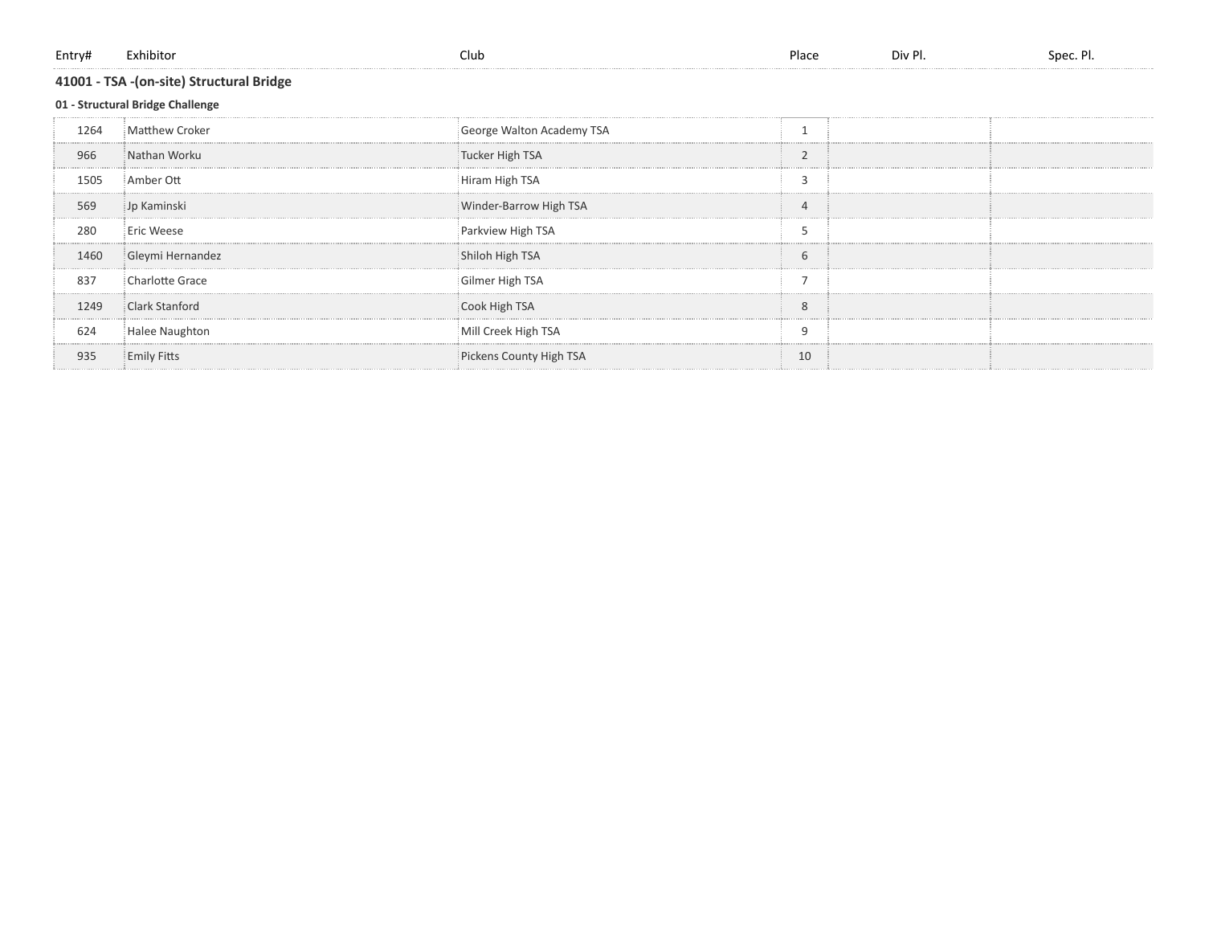| Entry# | Exhibitor | Club | Place | Div Pl. | Spec. Pl. |
|---|---|---|---|---|---|

## 41001 - TSA -(on-site) Structural Bridge

### 01 - Structural Bridge Challenge

| Entry# | Exhibitor | Club | Place | Div Pl. | Spec. Pl. |
|---|---|---|---|---|---|
| 1264 | Matthew Croker | George Walton Academy TSA | 1 | | |
| 966 | Nathan Worku | Tucker High TSA | 2 | | |
| 1505 | Amber Ott | Hiram High TSA | 3 | | |
| 569 | Jp Kaminski | Winder-Barrow High TSA | 4 | | |
| 280 | Eric Weese | Parkview High TSA | 5 | | |
| 1460 | Gleymi Hernandez | Shiloh High TSA | 6 | | |
| 837 | Charlotte Grace | Gilmer High TSA | 7 | | |
| 1249 | Clark Stanford | Cook High TSA | 8 | | |
| 624 | Halee Naughton | Mill Creek High TSA | 9 | | |
| 935 | Emily Fitts | Pickens County High TSA | 10 | | |